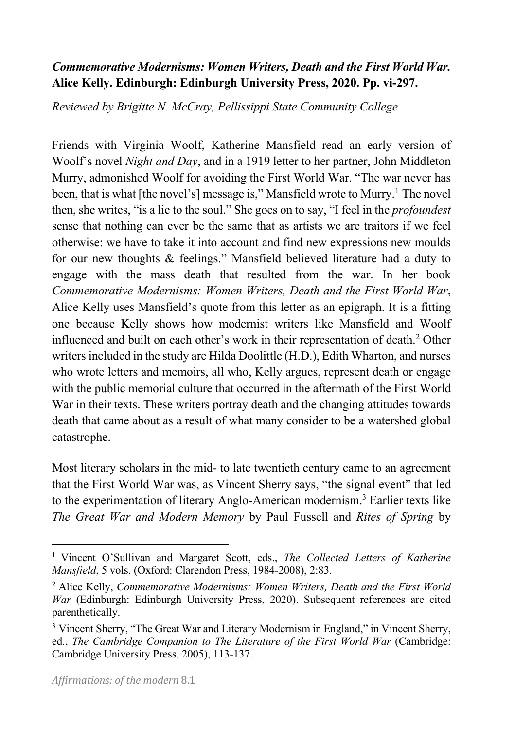***Commemorative Modernisms: Women Writers, Death and the First World War.* Alice Kelly. Edinburgh: Edinburgh University Press, 2020. Pp. vi-297.**

*Reviewed by Brigitte N. McCray, Pellissippi State Community College*

Friends with Virginia Woolf, Katherine Mansfield read an early version of Woolf's novel *Night and Day*, and in a 1919 letter to her partner, John Middleton Murry, admonished Woolf for avoiding the First World War. "The war never has been, that is what [the novel's] message is," Mansfield wrote to Murry.[1] The novel then, she writes, "is a lie to the soul." She goes on to say, "I feel in the *profoundest* sense that nothing can ever be the same that as artists we are traitors if we feel otherwise: we have to take it into account and find new expressions new moulds for our new thoughts & feelings." Mansfield believed literature had a duty to engage with the mass death that resulted from the war. In her book *Commemorative Modernisms: Women Writers, Death and the First World War*, Alice Kelly uses Mansfield's quote from this letter as an epigraph. It is a fitting one because Kelly shows how modernist writers like Mansfield and Woolf influenced and built on each other's work in their representation of death.[2] Other writers included in the study are Hilda Doolittle (H.D.), Edith Wharton, and nurses who wrote letters and memoirs, all who, Kelly argues, represent death or engage with the public memorial culture that occurred in the aftermath of the First World War in their texts. These writers portray death and the changing attitudes towards death that came about as a result of what many consider to be a watershed global catastrophe.

Most literary scholars in the mid- to late twentieth century came to an agreement that the First World War was, as Vincent Sherry says, "the signal event" that led to the experimentation of literary Anglo-American modernism.[3] Earlier texts like *The Great War and Modern Memory* by Paul Fussell and *Rites of Spring* by

---

[1] Vincent O'Sullivan and Margaret Scott, eds., *The Collected Letters of Katherine Mansfield*, 5 vols. (Oxford: Clarendon Press, 1984-2008), 2:83.

[2] Alice Kelly, *Commemorative Modernisms: Women Writers, Death and the First World War* (Edinburgh: Edinburgh University Press, 2020). Subsequent references are cited parenthetically.

[3] Vincent Sherry, "The Great War and Literary Modernism in England," in Vincent Sherry, ed., *The Cambridge Companion to The Literature of the First World War* (Cambridge: Cambridge University Press, 2005), 113-137.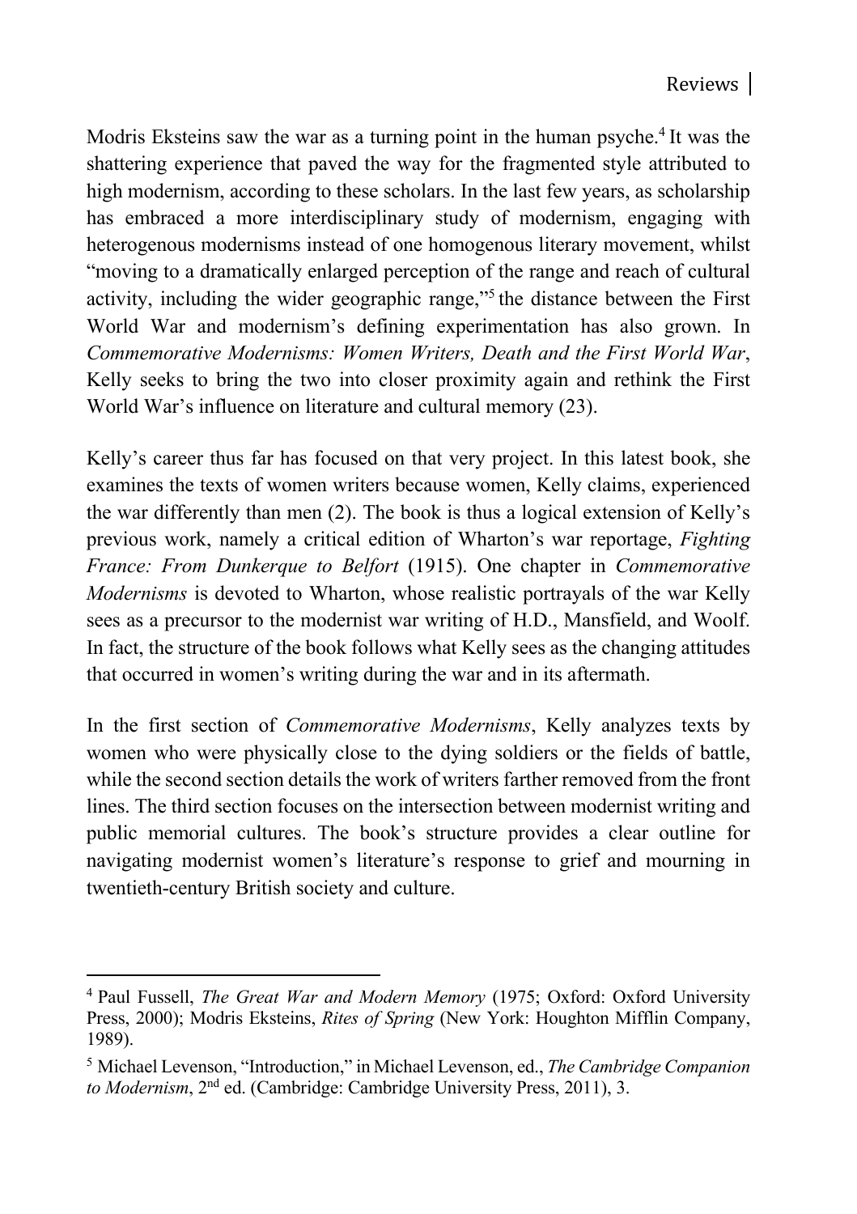Modris Eksteins saw the war as a turning point in the human psyche.[4] It was the shattering experience that paved the way for the fragmented style attributed to high modernism, according to these scholars. In the last few years, as scholarship has embraced a more interdisciplinary study of modernism, engaging with heterogenous modernisms instead of one homogenous literary movement, whilst "moving to a dramatically enlarged perception of the range and reach of cultural activity, including the wider geographic range,"[5] the distance between the First World War and modernism's defining experimentation has also grown. In *Commemorative Modernisms: Women Writers, Death and the First World War*, Kelly seeks to bring the two into closer proximity again and rethink the First World War's influence on literature and cultural memory (23).

Kelly's career thus far has focused on that very project. In this latest book, she examines the texts of women writers because women, Kelly claims, experienced the war differently than men (2). The book is thus a logical extension of Kelly's previous work, namely a critical edition of Wharton's war reportage, *Fighting France: From Dunkerque to Belfort* (1915). One chapter in *Commemorative Modernisms* is devoted to Wharton, whose realistic portrayals of the war Kelly sees as a precursor to the modernist war writing of H.D., Mansfield, and Woolf. In fact, the structure of the book follows what Kelly sees as the changing attitudes that occurred in women's writing during the war and in its aftermath.

In the first section of *Commemorative Modernisms*, Kelly analyzes texts by women who were physically close to the dying soldiers or the fields of battle, while the second section details the work of writers farther removed from the front lines. The third section focuses on the intersection between modernist writing and public memorial cultures. The book's structure provides a clear outline for navigating modernist women's literature's response to grief and mourning in twentieth-century British society and culture.

---

[4] Paul Fussell, *The Great War and Modern Memory* (1975; Oxford: Oxford University Press, 2000); Modris Eksteins, *Rites of Spring* (New York: Houghton Mifflin Company, 1989).

[5] Michael Levenson, "Introduction," in Michael Levenson, ed., *The Cambridge Companion to Modernism*, 2nd ed. (Cambridge: Cambridge University Press, 2011), 3.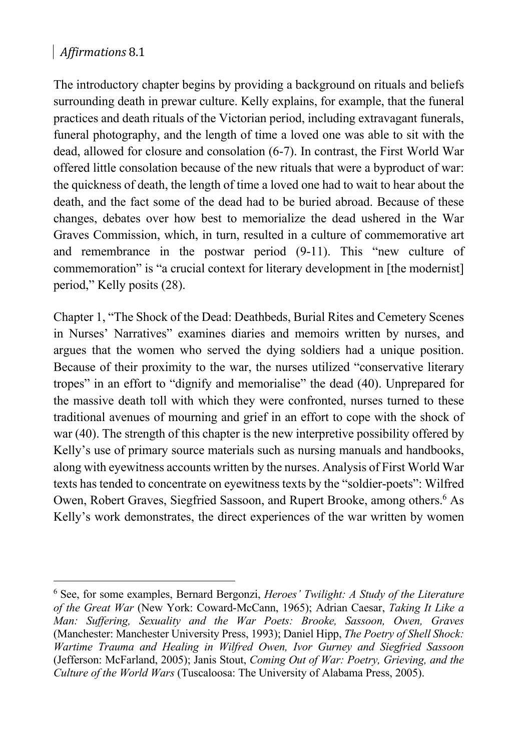The introductory chapter begins by providing a background on rituals and beliefs surrounding death in prewar culture. Kelly explains, for example, that the funeral practices and death rituals of the Victorian period, including extravagant funerals, funeral photography, and the length of time a loved one was able to sit with the dead, allowed for closure and consolation (6-7). In contrast, the First World War offered little consolation because of the new rituals that were a byproduct of war: the quickness of death, the length of time a loved one had to wait to hear about the death, and the fact some of the dead had to be buried abroad. Because of these changes, debates over how best to memorialize the dead ushered in the War Graves Commission, which, in turn, resulted in a culture of commemorative art and remembrance in the postwar period (9-11). This "new culture of commemoration" is "a crucial context for literary development in [the modernist] period," Kelly posits (28).

Chapter 1, "The Shock of the Dead: Deathbeds, Burial Rites and Cemetery Scenes in Nurses' Narratives" examines diaries and memoirs written by nurses, and argues that the women who served the dying soldiers had a unique position. Because of their proximity to the war, the nurses utilized "conservative literary tropes" in an effort to "dignify and memorialise" the dead (40). Unprepared for the massive death toll with which they were confronted, nurses turned to these traditional avenues of mourning and grief in an effort to cope with the shock of war (40). The strength of this chapter is the new interpretive possibility offered by Kelly's use of primary source materials such as nursing manuals and handbooks, along with eyewitness accounts written by the nurses. Analysis of First World War texts has tended to concentrate on eyewitness texts by the "soldier-poets": Wilfred Owen, Robert Graves, Siegfried Sassoon, and Rupert Brooke, among others.[6] As Kelly's work demonstrates, the direct experiences of the war written by women

[6] See, for some examples, Bernard Bergonzi, *Heroes' Twilight: A Study of the Literature of the Great War* (New York: Coward-McCann, 1965); Adrian Caesar, *Taking It Like a Man: Suffering, Sexuality and the War Poets: Brooke, Sassoon, Owen, Graves* (Manchester: Manchester University Press, 1993); Daniel Hipp, *The Poetry of Shell Shock: Wartime Trauma and Healing in Wilfred Owen, Ivor Gurney and Siegfried Sassoon* (Jefferson: McFarland, 2005); Janis Stout, *Coming Out of War: Poetry, Grieving, and the Culture of the World Wars* (Tuscaloosa: The University of Alabama Press, 2005).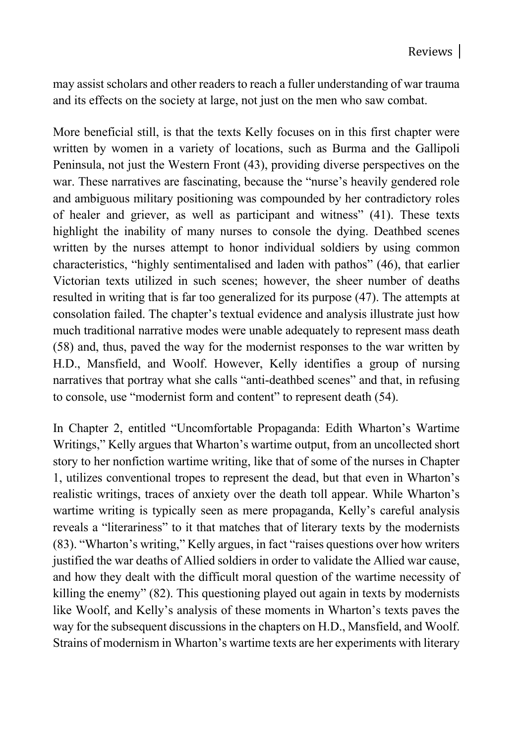may assist scholars and other readers to reach a fuller understanding of war trauma and its effects on the society at large, not just on the men who saw combat.

More beneficial still, is that the texts Kelly focuses on in this first chapter were written by women in a variety of locations, such as Burma and the Gallipoli Peninsula, not just the Western Front (43), providing diverse perspectives on the war. These narratives are fascinating, because the "nurse's heavily gendered role and ambiguous military positioning was compounded by her contradictory roles of healer and griever, as well as participant and witness" (41). These texts highlight the inability of many nurses to console the dying. Deathbed scenes written by the nurses attempt to honor individual soldiers by using common characteristics, "highly sentimentalised and laden with pathos" (46), that earlier Victorian texts utilized in such scenes; however, the sheer number of deaths resulted in writing that is far too generalized for its purpose (47). The attempts at consolation failed. The chapter's textual evidence and analysis illustrate just how much traditional narrative modes were unable adequately to represent mass death (58) and, thus, paved the way for the modernist responses to the war written by H.D., Mansfield, and Woolf. However, Kelly identifies a group of nursing narratives that portray what she calls "anti-deathbed scenes" and that, in refusing to console, use "modernist form and content" to represent death (54).

In Chapter 2, entitled "Uncomfortable Propaganda: Edith Wharton's Wartime Writings," Kelly argues that Wharton's wartime output, from an uncollected short story to her nonfiction wartime writing, like that of some of the nurses in Chapter 1, utilizes conventional tropes to represent the dead, but that even in Wharton's realistic writings, traces of anxiety over the death toll appear. While Wharton's wartime writing is typically seen as mere propaganda, Kelly's careful analysis reveals a "literariness" to it that matches that of literary texts by the modernists (83). "Wharton's writing," Kelly argues, in fact "raises questions over how writers justified the war deaths of Allied soldiers in order to validate the Allied war cause, and how they dealt with the difficult moral question of the wartime necessity of killing the enemy" (82). This questioning played out again in texts by modernists like Woolf, and Kelly's analysis of these moments in Wharton's texts paves the way for the subsequent discussions in the chapters on H.D., Mansfield, and Woolf. Strains of modernism in Wharton's wartime texts are her experiments with literary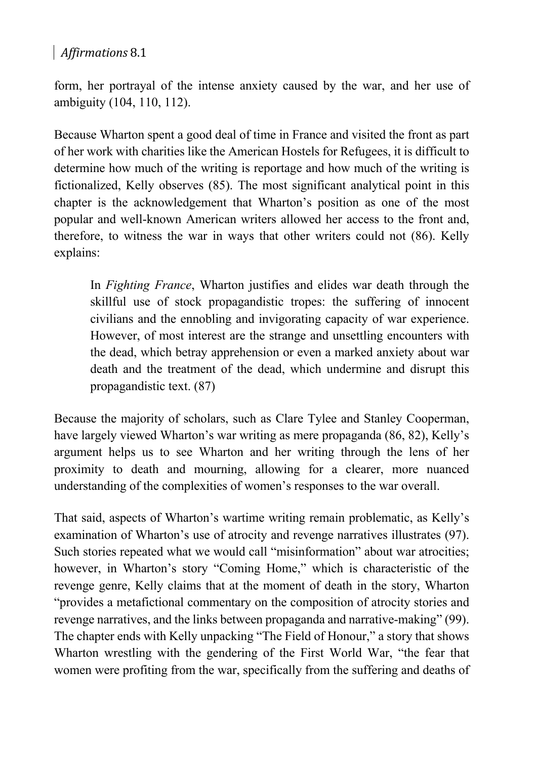form, her portrayal of the intense anxiety caused by the war, and her use of ambiguity (104, 110, 112).

Because Wharton spent a good deal of time in France and visited the front as part of her work with charities like the American Hostels for Refugees, it is difficult to determine how much of the writing is reportage and how much of the writing is fictionalized, Kelly observes (85). The most significant analytical point in this chapter is the acknowledgement that Wharton's position as one of the most popular and well-known American writers allowed her access to the front and, therefore, to witness the war in ways that other writers could not (86). Kelly explains:

> In *Fighting France*, Wharton justifies and elides war death through the skillful use of stock propagandistic tropes: the suffering of innocent civilians and the ennobling and invigorating capacity of war experience. However, of most interest are the strange and unsettling encounters with the dead, which betray apprehension or even a marked anxiety about war death and the treatment of the dead, which undermine and disrupt this propagandistic text. (87)

Because the majority of scholars, such as Clare Tylee and Stanley Cooperman, have largely viewed Wharton's war writing as mere propaganda (86, 82), Kelly's argument helps us to see Wharton and her writing through the lens of her proximity to death and mourning, allowing for a clearer, more nuanced understanding of the complexities of women's responses to the war overall.

That said, aspects of Wharton's wartime writing remain problematic, as Kelly's examination of Wharton's use of atrocity and revenge narratives illustrates (97). Such stories repeated what we would call "misinformation" about war atrocities; however, in Wharton's story "Coming Home," which is characteristic of the revenge genre, Kelly claims that at the moment of death in the story, Wharton "provides a metafictional commentary on the composition of atrocity stories and revenge narratives, and the links between propaganda and narrative-making" (99). The chapter ends with Kelly unpacking "The Field of Honour," a story that shows Wharton wrestling with the gendering of the First World War, "the fear that women were profiting from the war, specifically from the suffering and deaths of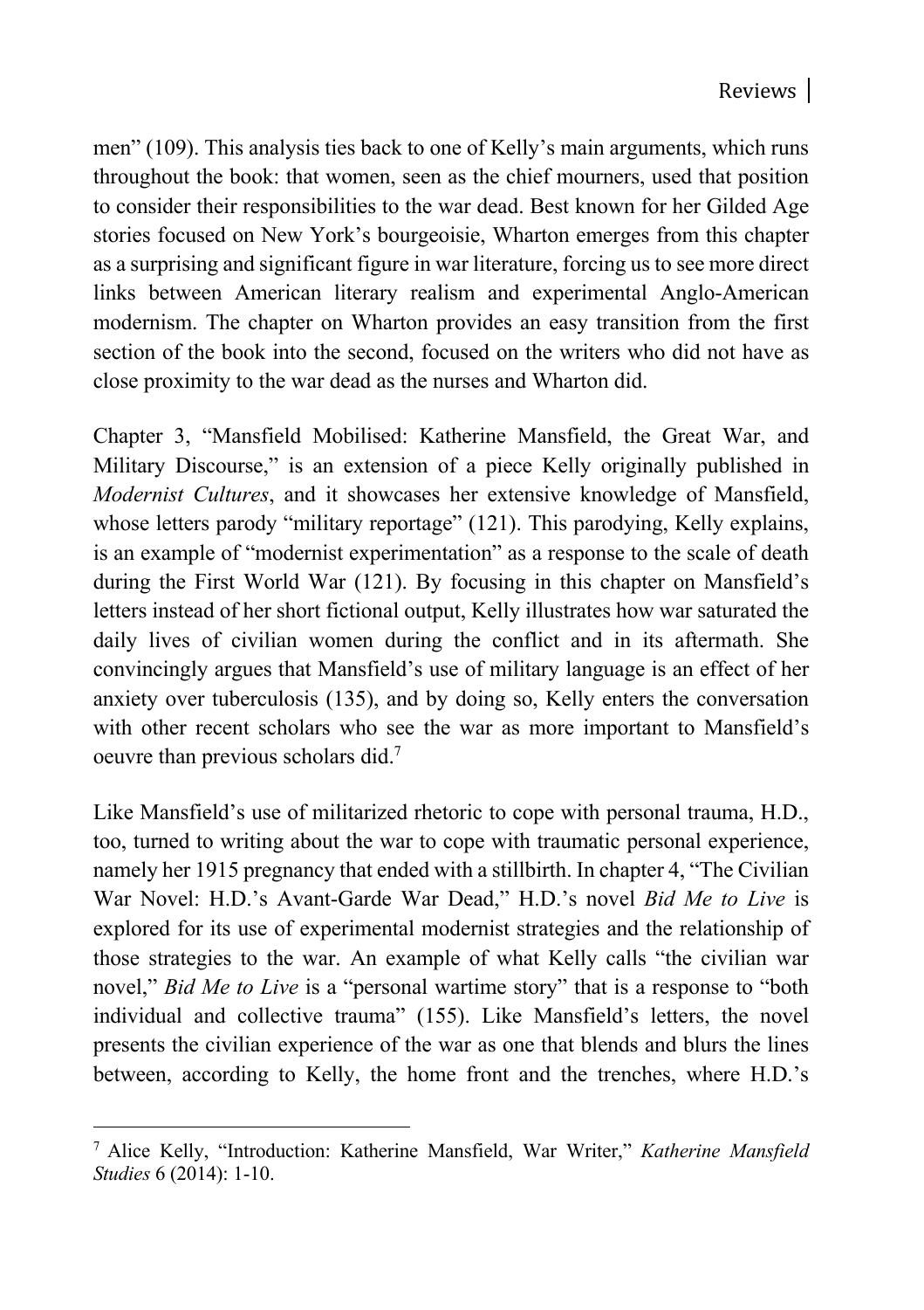men" (109). This analysis ties back to one of Kelly's main arguments, which runs throughout the book: that women, seen as the chief mourners, used that position to consider their responsibilities to the war dead. Best known for her Gilded Age stories focused on New York's bourgeoisie, Wharton emerges from this chapter as a surprising and significant figure in war literature, forcing us to see more direct links between American literary realism and experimental Anglo-American modernism. The chapter on Wharton provides an easy transition from the first section of the book into the second, focused on the writers who did not have as close proximity to the war dead as the nurses and Wharton did.

Chapter 3, "Mansfield Mobilised: Katherine Mansfield, the Great War, and Military Discourse," is an extension of a piece Kelly originally published in *Modernist Cultures*, and it showcases her extensive knowledge of Mansfield, whose letters parody "military reportage" (121). This parodying, Kelly explains, is an example of "modernist experimentation" as a response to the scale of death during the First World War (121). By focusing in this chapter on Mansfield's letters instead of her short fictional output, Kelly illustrates how war saturated the daily lives of civilian women during the conflict and in its aftermath. She convincingly argues that Mansfield's use of military language is an effect of her anxiety over tuberculosis (135), and by doing so, Kelly enters the conversation with other recent scholars who see the war as more important to Mansfield's oeuvre than previous scholars did.[7]

Like Mansfield's use of militarized rhetoric to cope with personal trauma, H.D., too, turned to writing about the war to cope with traumatic personal experience, namely her 1915 pregnancy that ended with a stillbirth. In chapter 4, "The Civilian War Novel: H.D.'s Avant-Garde War Dead," H.D.'s novel *Bid Me to Live* is explored for its use of experimental modernist strategies and the relationship of those strategies to the war. An example of what Kelly calls "the civilian war novel," *Bid Me to Live* is a "personal wartime story" that is a response to "both individual and collective trauma" (155). Like Mansfield's letters, the novel presents the civilian experience of the war as one that blends and blurs the lines between, according to Kelly, the home front and the trenches, where H.D.'s

---

[7] Alice Kelly, "Introduction: Katherine Mansfield, War Writer," *Katherine Mansfield Studies* 6 (2014): 1-10.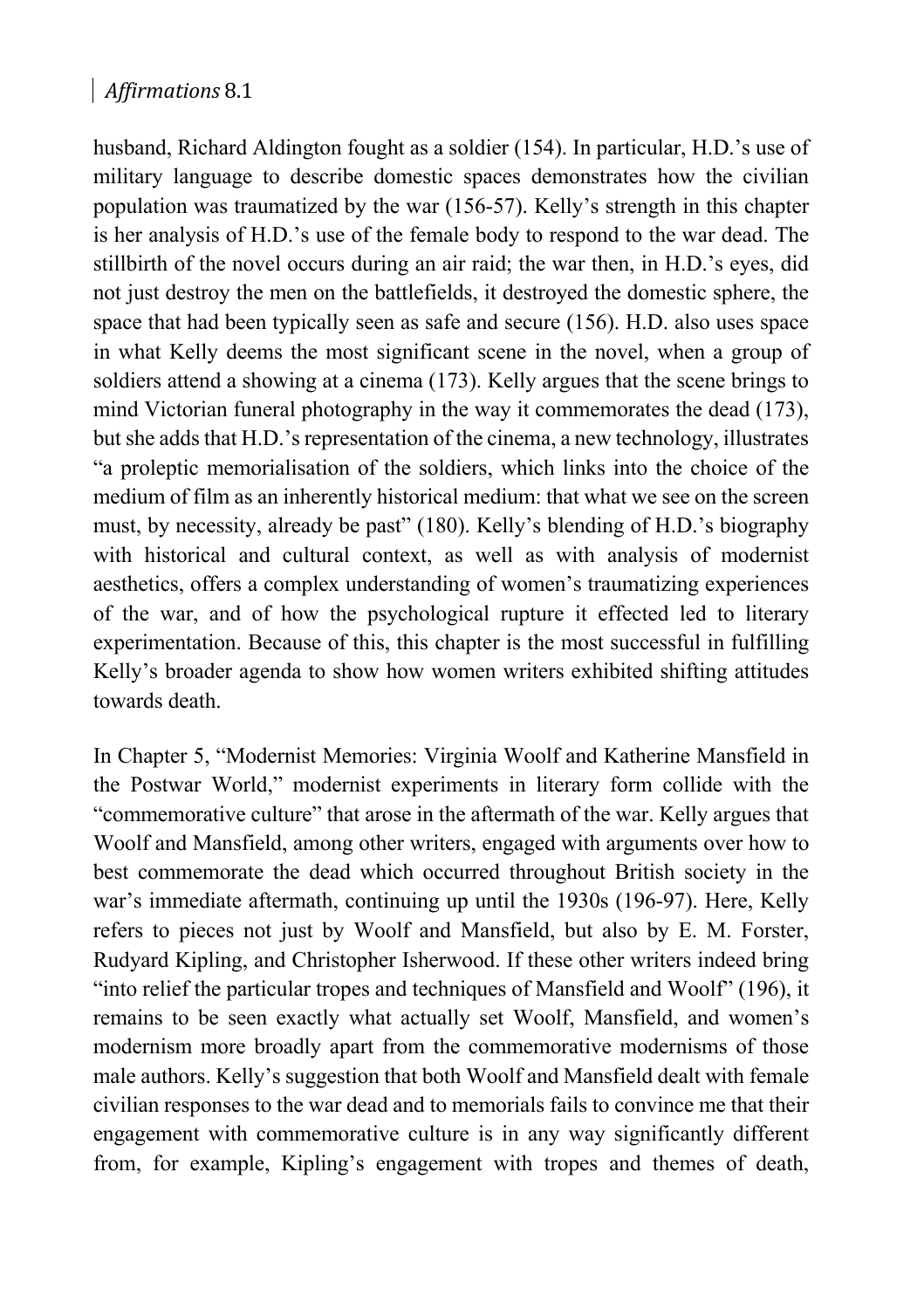husband, Richard Aldington fought as a soldier (154). In particular, H.D.'s use of military language to describe domestic spaces demonstrates how the civilian population was traumatized by the war (156-57). Kelly's strength in this chapter is her analysis of H.D.'s use of the female body to respond to the war dead. The stillbirth of the novel occurs during an air raid; the war then, in H.D.'s eyes, did not just destroy the men on the battlefields, it destroyed the domestic sphere, the space that had been typically seen as safe and secure (156). H.D. also uses space in what Kelly deems the most significant scene in the novel, when a group of soldiers attend a showing at a cinema (173). Kelly argues that the scene brings to mind Victorian funeral photography in the way it commemorates the dead (173), but she adds that H.D.'s representation of the cinema, a new technology, illustrates "a proleptic memorialisation of the soldiers, which links into the choice of the medium of film as an inherently historical medium: that what we see on the screen must, by necessity, already be past" (180). Kelly's blending of H.D.'s biography with historical and cultural context, as well as with analysis of modernist aesthetics, offers a complex understanding of women's traumatizing experiences of the war, and of how the psychological rupture it effected led to literary experimentation. Because of this, this chapter is the most successful in fulfilling Kelly's broader agenda to show how women writers exhibited shifting attitudes towards death.

In Chapter 5, "Modernist Memories: Virginia Woolf and Katherine Mansfield in the Postwar World," modernist experiments in literary form collide with the "commemorative culture" that arose in the aftermath of the war. Kelly argues that Woolf and Mansfield, among other writers, engaged with arguments over how to best commemorate the dead which occurred throughout British society in the war's immediate aftermath, continuing up until the 1930s (196-97). Here, Kelly refers to pieces not just by Woolf and Mansfield, but also by E. M. Forster, Rudyard Kipling, and Christopher Isherwood. If these other writers indeed bring "into relief the particular tropes and techniques of Mansfield and Woolf" (196), it remains to be seen exactly what actually set Woolf, Mansfield, and women's modernism more broadly apart from the commemorative modernisms of those male authors. Kelly's suggestion that both Woolf and Mansfield dealt with female civilian responses to the war dead and to memorials fails to convince me that their engagement with commemorative culture is in any way significantly different from, for example, Kipling's engagement with tropes and themes of death,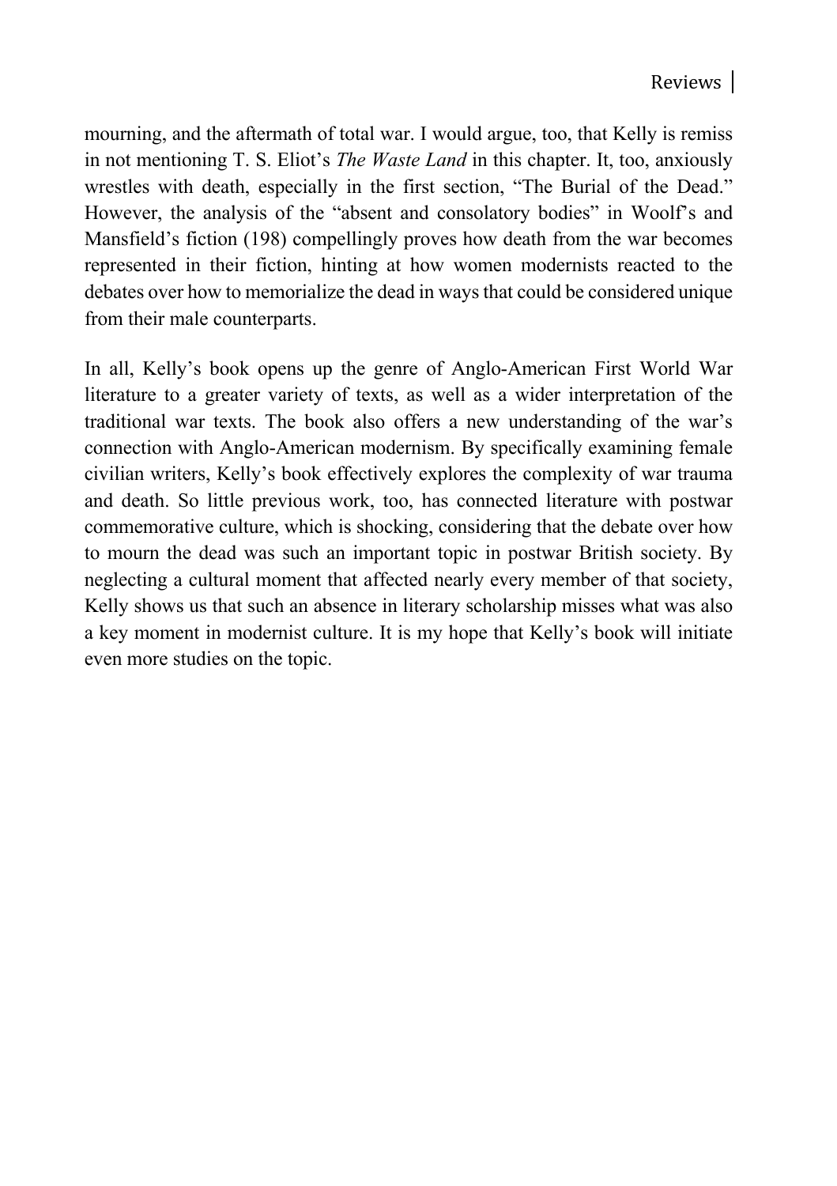mourning, and the aftermath of total war. I would argue, too, that Kelly is remiss in not mentioning T. S. Eliot's *The Waste Land* in this chapter. It, too, anxiously wrestles with death, especially in the first section, "The Burial of the Dead." However, the analysis of the "absent and consolatory bodies" in Woolf's and Mansfield's fiction (198) compellingly proves how death from the war becomes represented in their fiction, hinting at how women modernists reacted to the debates over how to memorialize the dead in ways that could be considered unique from their male counterparts.

In all, Kelly's book opens up the genre of Anglo-American First World War literature to a greater variety of texts, as well as a wider interpretation of the traditional war texts. The book also offers a new understanding of the war's connection with Anglo-American modernism. By specifically examining female civilian writers, Kelly's book effectively explores the complexity of war trauma and death. So little previous work, too, has connected literature with postwar commemorative culture, which is shocking, considering that the debate over how to mourn the dead was such an important topic in postwar British society. By neglecting a cultural moment that affected nearly every member of that society, Kelly shows us that such an absence in literary scholarship misses what was also a key moment in modernist culture. It is my hope that Kelly's book will initiate even more studies on the topic.